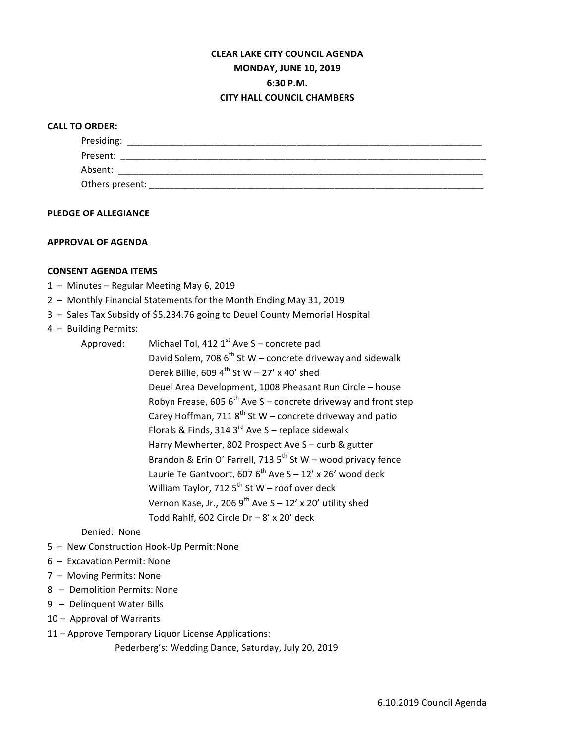# CLEAR LAKE CITY COUNCIL AGENDA
## MONDAY, JUNE 10, 2019
## 6:30 P.M.
## CITY HALL COUNCIL CHAMBERS

**CALL TO ORDER:**

Presiding: ____________________________________________

Present: ____________________________________________

Absent: ____________________________________________

Others present: ____________________________________________

**PLEDGE OF ALLEGIANCE**

**APPROVAL OF AGENDA**

**CONSENT AGENDA ITEMS**

1 – Minutes – Regular Meeting May 6, 2019

2 – Monthly Financial Statements for the Month Ending May 31, 2019

3 – Sales Tax Subsidy of $5,234.76 going to Deuel County Memorial Hospital

4 – Building Permits:

Approved:
- Michael Tol, 412 1st Ave S – concrete pad
- David Solem, 708 6th St W – concrete driveway and sidewalk
- Derek Billie, 609 4th St W – 27' x 40' shed
- Deuel Area Development, 1008 Pheasant Run Circle – house
- Robyn Frease, 605 6th Ave S – concrete driveway and front step
- Carey Hoffman, 711 8th St W – concrete driveway and patio
- Florals & Finds, 314 3rd Ave S – replace sidewalk
- Harry Mewherter, 802 Prospect Ave S – curb & gutter
- Brandon & Erin O' Farrell, 713 5th St W – wood privacy fence
- Laurie Te Gantvoort, 607 6th Ave S – 12' x 26' wood deck
- William Taylor, 712 5th St W – roof over deck
- Vernon Kase, Jr., 206 9th Ave S – 12' x 20' utility shed
- Todd Rahlf, 602 Circle Dr – 8' x 20' deck

Denied: None

5 – New Construction Hook-Up Permit: None

6 – Excavation Permit: None

7 – Moving Permits: None

8 – Demolition Permits: None

9 – Delinquent Water Bills

10 – Approval of Warrants

11 – Approve Temporary Liquor License Applications:

Pederberg's: Wedding Dance, Saturday, July 20, 2019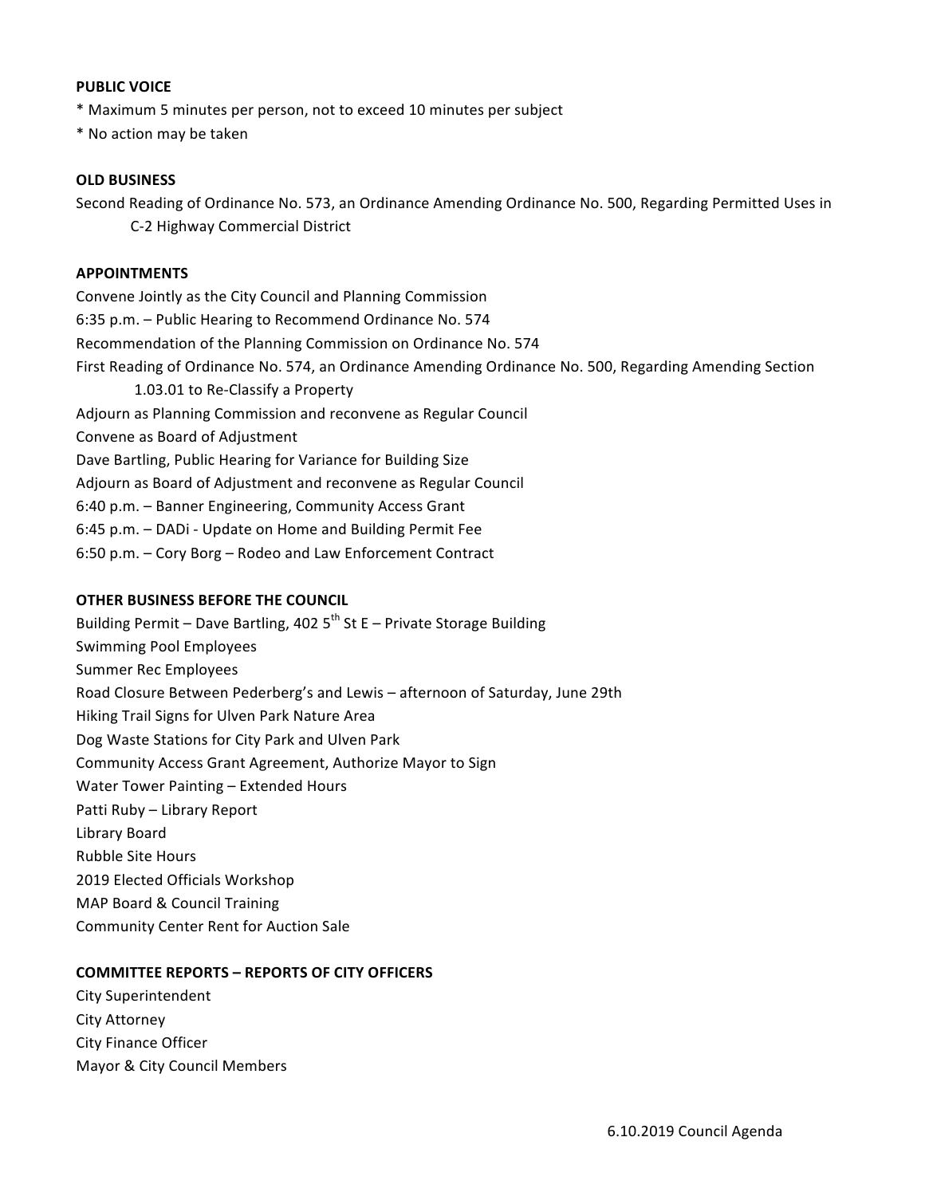**PUBLIC VOICE**

* Maximum 5 minutes per person, not to exceed 10 minutes per subject
* No action may be taken

**OLD BUSINESS**

Second Reading of Ordinance No. 573, an Ordinance Amending Ordinance No. 500, Regarding Permitted Uses in C-2 Highway Commercial District

**APPOINTMENTS**

Convene Jointly as the City Council and Planning Commission
6:35 p.m. – Public Hearing to Recommend Ordinance No. 574
Recommendation of the Planning Commission on Ordinance No. 574
First Reading of Ordinance No. 574, an Ordinance Amending Ordinance No. 500, Regarding Amending Section 1.03.01 to Re-Classify a Property
Adjourn as Planning Commission and reconvene as Regular Council
Convene as Board of Adjustment
Dave Bartling, Public Hearing for Variance for Building Size
Adjourn as Board of Adjustment and reconvene as Regular Council
6:40 p.m. – Banner Engineering, Community Access Grant
6:45 p.m. – DADi - Update on Home and Building Permit Fee
6:50 p.m. – Cory Borg – Rodeo and Law Enforcement Contract

**OTHER BUSINESS BEFORE THE COUNCIL**

Building Permit – Dave Bartling, 402 5th St E – Private Storage Building
Swimming Pool Employees
Summer Rec Employees
Road Closure Between Pederberg's and Lewis – afternoon of Saturday, June 29th
Hiking Trail Signs for Ulven Park Nature Area
Dog Waste Stations for City Park and Ulven Park
Community Access Grant Agreement, Authorize Mayor to Sign
Water Tower Painting – Extended Hours
Patti Ruby – Library Report
Library Board
Rubble Site Hours
2019 Elected Officials Workshop
MAP Board & Council Training
Community Center Rent for Auction Sale

**COMMITTEE REPORTS – REPORTS OF CITY OFFICERS**

City Superintendent
City Attorney
City Finance Officer
Mayor & City Council Members

6.10.2019 Council Agenda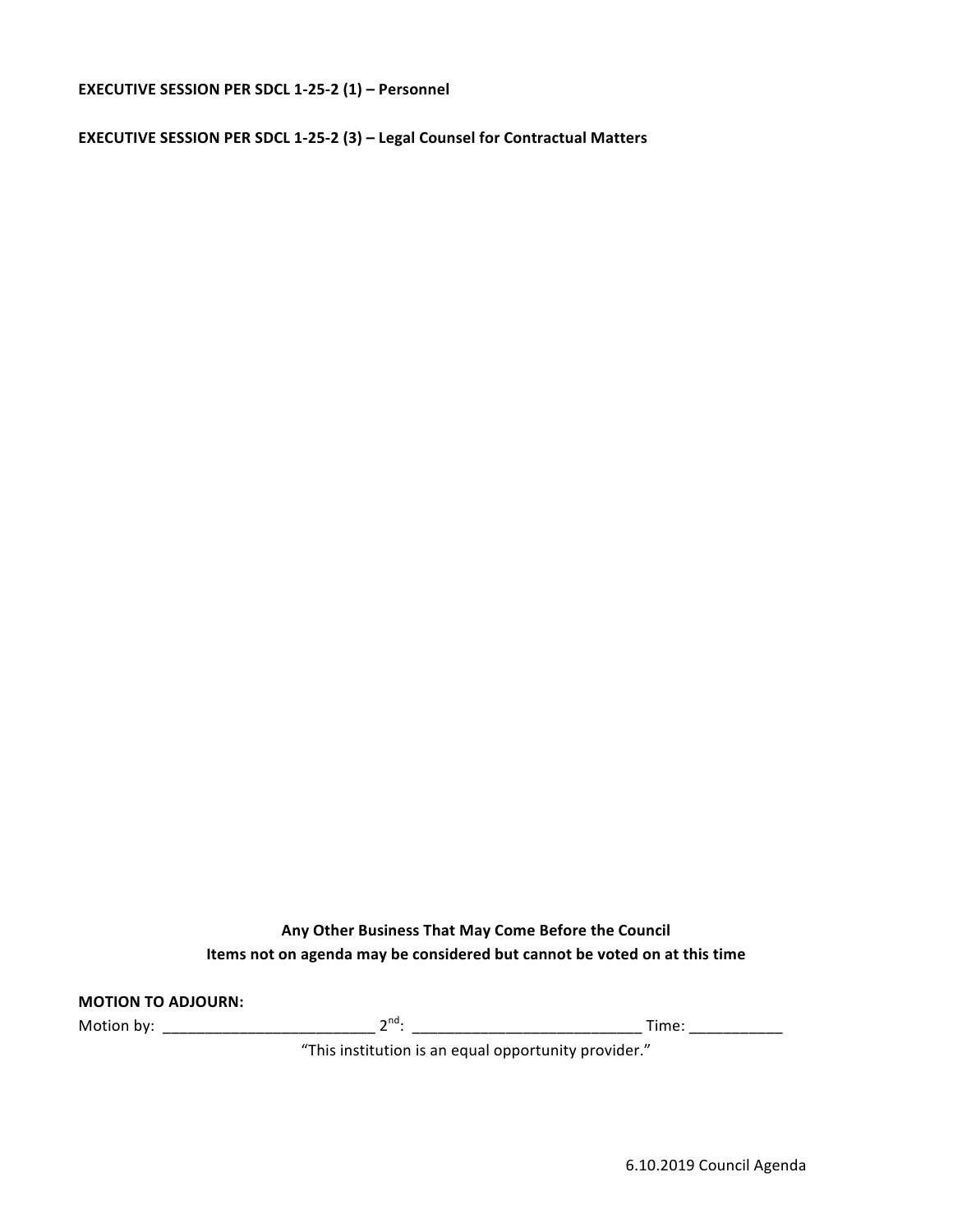**EXECUTIVE SESSION PER SDCL 1-25-2 (1) – Personnel**

**EXECUTIVE SESSION PER SDCL 1-25-2 (3) – Legal Counsel for Contractual Matters**

**Any Other Business That May Come Before the Council**
**Items not on agenda may be considered but cannot be voted on at this time**

**MOTION TO ADJOURN:**

Motion by: _________________________ 2nd: ___________________________ Time: ___________

"This institution is an equal opportunity provider."